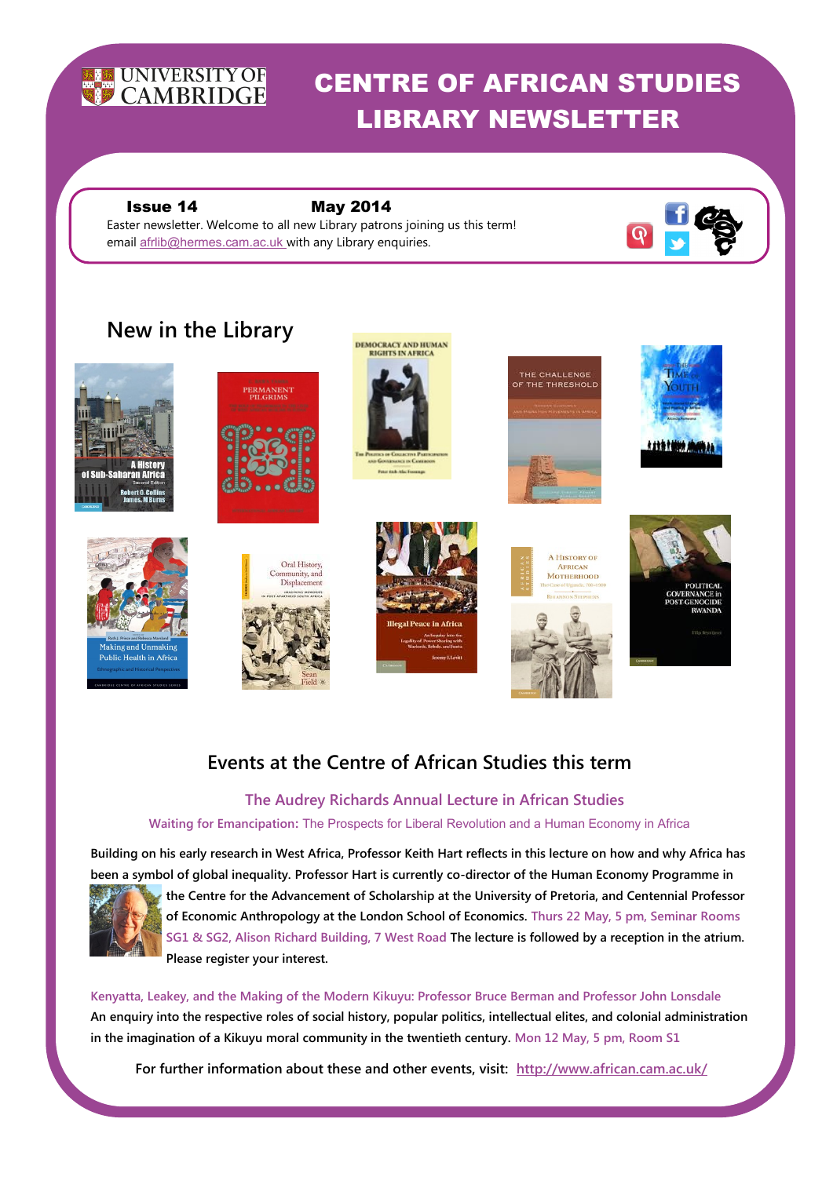# CENTRE OF AFRICAN STUDIES LIBRARY NEWSLETTER

UNIVERSITY OF CAMBRIDGE

**Issue 14** **May 2014**

Easter newsletter. Welcome to all new Library patrons joining us this term!

email afrlib@hermes.cam.ac.uk with any Library enquiries.

## New in the Library

## Events at the Centre of African Studies this term

### The Audrey Richards Annual Lecture in African Studies

**Waiting for Emancipation:** The Prospects for Liberal Revolution and a Human Economy in Africa

**Building on his early research in West Africa, Professor Keith Hart reflects in this lecture on how and why Africa has been a symbol of global inequality. Professor Hart is currently co-director of the Human Economy Programme in the Centre for the Advancement of Scholarship at the University of Pretoria, and Centennial Professor of Economic Anthropology at the London School of Economics.** Thurs 22 May, 5 pm, Seminar Rooms SG1 & SG2, Alison Richard Building, 7 West Road **The lecture is followed by a reception in the atrium. Please register your interest.**

Kenyatta, Leakey, and the Making of the Modern Kikuyu: Professor Bruce Berman and Professor John Lonsdale

**An enquiry into the respective roles of social history, popular politics, intellectual elites, and colonial administration in the imagination of a Kikuyu moral community in the twentieth century.** Mon 12 May, 5 pm, Room S1

**For further information about these and other events, visit:** http://www.african.cam.ac.uk/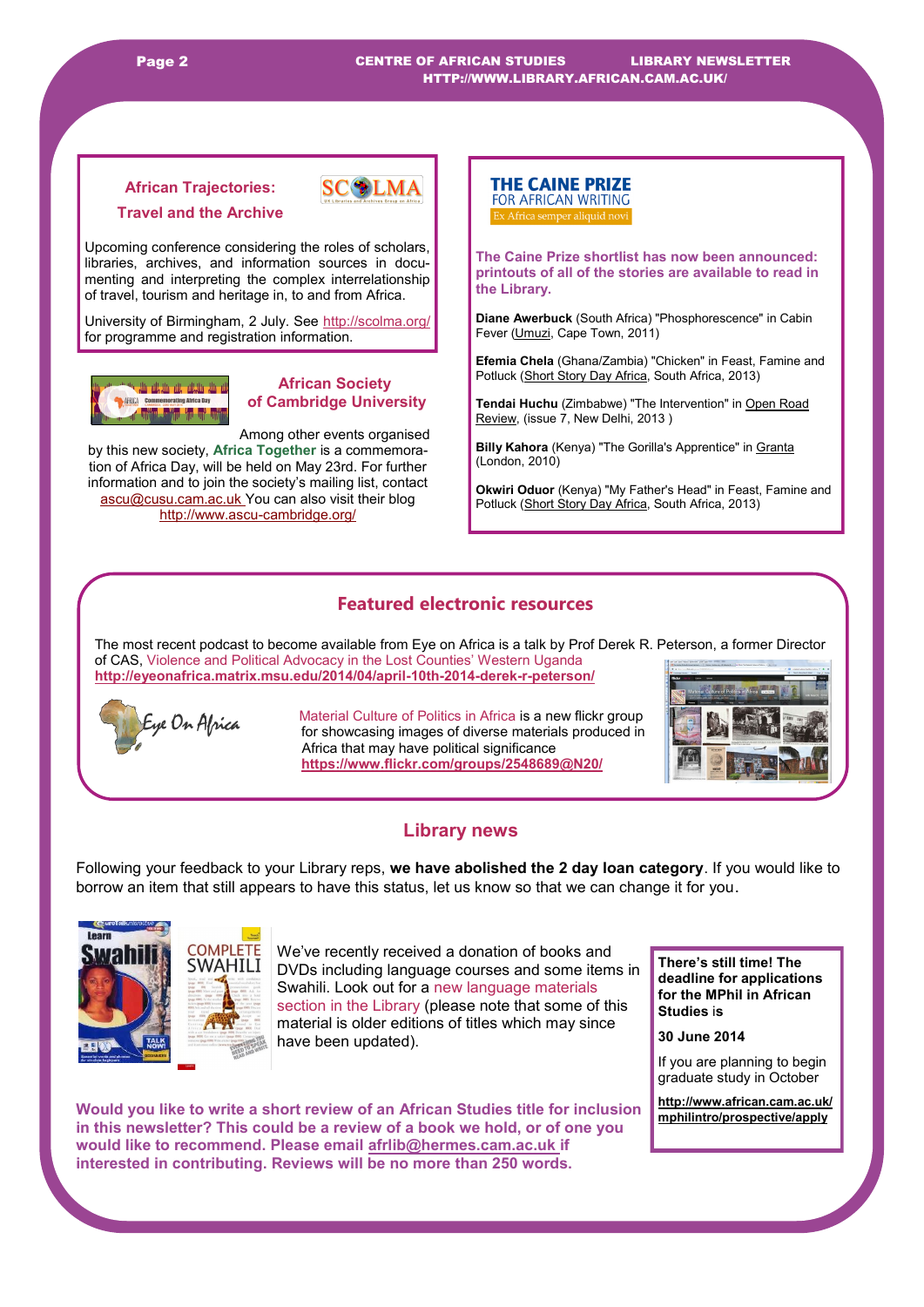## African Trajectories: Travel and the Archive

Upcoming conference considering the roles of scholars, libraries, archives, and information sources in documenting and interpreting the complex interrelationship of travel, tourism and heritage in, to and from Africa.

University of Birmingham, 2 July. See http://scolma.org/ for programme and registration information.

## African Society of Cambridge University

Among other events organised by this new society, **Africa Together** is a commemoration of Africa Day, will be held on May 23rd. For further information and to join the society's mailing list, contact ascu@cusu.cam.ac.uk You can also visit their blog http://www.ascu-cambridge.org/

## THE CAINE PRIZE FOR AFRICAN WRITING

Ex Africa semper aliquid novi

**The Caine Prize shortlist has now been announced: printouts of all of the stories are available to read in the Library.**

**Diane Awerbuck** (South Africa) "Phosphorescence" in Cabin Fever (Umuzi, Cape Town, 2011)

**Efemia Chela** (Ghana/Zambia) "Chicken" in Feast, Famine and Potluck (Short Story Day Africa, South Africa, 2013)

**Tendai Huchu** (Zimbabwe) "The Intervention" in Open Road Review, (issue 7, New Delhi, 2013 )

**Billy Kahora** (Kenya) "The Gorilla's Apprentice" in Granta (London, 2010)

**Okwiri Oduor** (Kenya) "My Father's Head" in Feast, Famine and Potluck (Short Story Day Africa, South Africa, 2013)

## Featured electronic resources

The most recent podcast to become available from Eye on Africa is a talk by Prof Derek R. Peterson, a former Director of CAS, Violence and Political Advocacy in the Lost Counties' Western Uganda
**http://eyeonafrica.matrix.msu.edu/2014/04/april-10th-2014-derek-r-peterson/**

Material Culture of Politics in Africa is a new flickr group for showcasing images of diverse materials produced in Africa that may have political significance
**https://www.flickr.com/groups/2548689@N20/**

## Library news

Following your feedback to your Library reps, **we have abolished the 2 day loan category**. If you would like to borrow an item that still appears to have this status, let us know so that we can change it for you.

We've recently received a donation of books and DVDs including language courses and some items in Swahili. Look out for a new language materials section in the Library (please note that some of this material is older editions of titles which may since have been updated).

**Would you like to write a short review of an African Studies title for inclusion in this newsletter? This could be a review of a book we hold, or of one you would like to recommend. Please email afrlib@hermes.cam.ac.uk if interested in contributing. Reviews will be no more than 250 words.**

**There's still time! The deadline for applications for the MPhil in African Studies** is

**30 June 2014**

If you are planning to begin graduate study in October

**http://www.african.cam.ac.uk/mphilintro/prospective/apply**